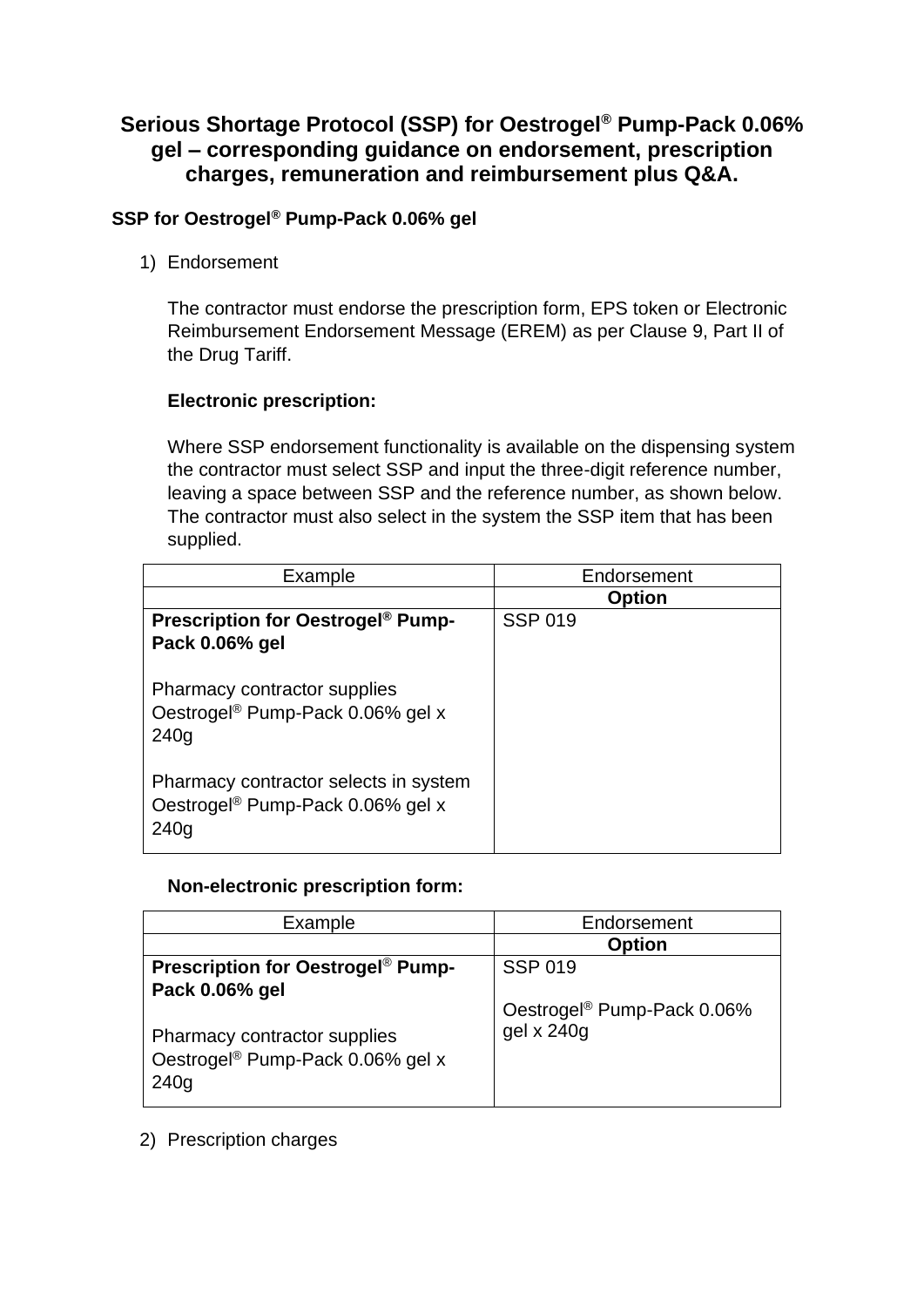# Serious Shortage Protocol (SSP) for Oestrogel® Pump-Pack 0.06% gel – corresponding guidance on endorsement, prescription charges, remuneration and reimbursement plus Q&A.

## SSP for Oestrogel® Pump-Pack 0.06% gel

1) Endorsement

The contractor must endorse the prescription form, EPS token or Electronic Reimbursement Endorsement Message (EREM) as per Clause 9, Part II of the Drug Tariff.

**Electronic prescription:**

Where SSP endorsement functionality is available on the dispensing system the contractor must select SSP and input the three-digit reference number, leaving a space between SSP and the reference number, as shown below. The contractor must also select in the system the SSP item that has been supplied.

| Example | Endorsement |
|---|---|
| | **Option** |
| **Prescription for Oestrogel® Pump-Pack 0.06% gel**<br><br>Pharmacy contractor supplies Oestrogel® Pump-Pack 0.06% gel x 240g<br><br>Pharmacy contractor selects in system Oestrogel® Pump-Pack 0.06% gel x 240g | SSP 019 |

**Non-electronic prescription form:**

| Example | Endorsement |
|---|---|
| | **Option** |
| **Prescription for Oestrogel® Pump-Pack 0.06% gel**<br><br>Pharmacy contractor supplies Oestrogel® Pump-Pack 0.06% gel x 240g | SSP 019<br><br>Oestrogel® Pump-Pack 0.06% gel x 240g |

2) Prescription charges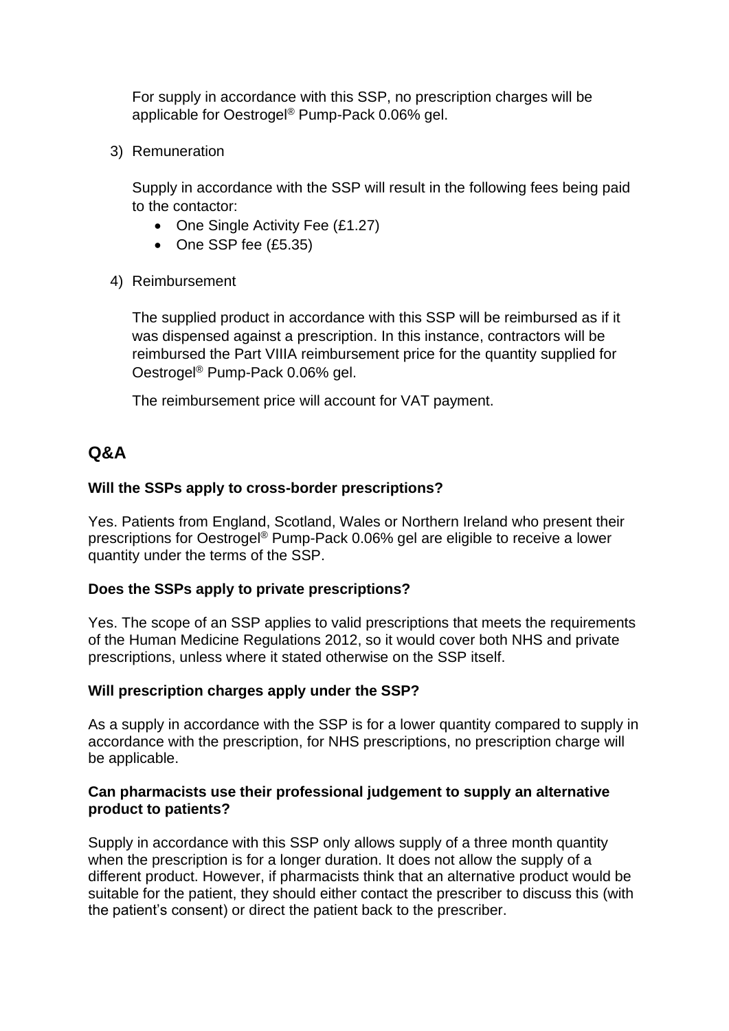For supply in accordance with this SSP, no prescription charges will be applicable for Oestrogel® Pump-Pack 0.06% gel.

3) Remuneration

   Supply in accordance with the SSP will result in the following fees being paid to the contactor:

   - One Single Activity Fee (£1.27)
   - One SSP fee (£5.35)

4) Reimbursement

   The supplied product in accordance with this SSP will be reimbursed as if it was dispensed against a prescription. In this instance, contractors will be reimbursed the Part VIIIA reimbursement price for the quantity supplied for Oestrogel® Pump-Pack 0.06% gel.

   The reimbursement price will account for VAT payment.

## Q&A

**Will the SSPs apply to cross-border prescriptions?**

Yes. Patients from England, Scotland, Wales or Northern Ireland who present their prescriptions for Oestrogel® Pump-Pack 0.06% gel are eligible to receive a lower quantity under the terms of the SSP.

**Does the SSPs apply to private prescriptions?**

Yes. The scope of an SSP applies to valid prescriptions that meets the requirements of the Human Medicine Regulations 2012, so it would cover both NHS and private prescriptions, unless where it stated otherwise on the SSP itself.

**Will prescription charges apply under the SSP?**

As a supply in accordance with the SSP is for a lower quantity compared to supply in accordance with the prescription, for NHS prescriptions, no prescription charge will be applicable.

**Can pharmacists use their professional judgement to supply an alternative product to patients?**

Supply in accordance with this SSP only allows supply of a three month quantity when the prescription is for a longer duration. It does not allow the supply of a different product. However, if pharmacists think that an alternative product would be suitable for the patient, they should either contact the prescriber to discuss this (with the patient's consent) or direct the patient back to the prescriber.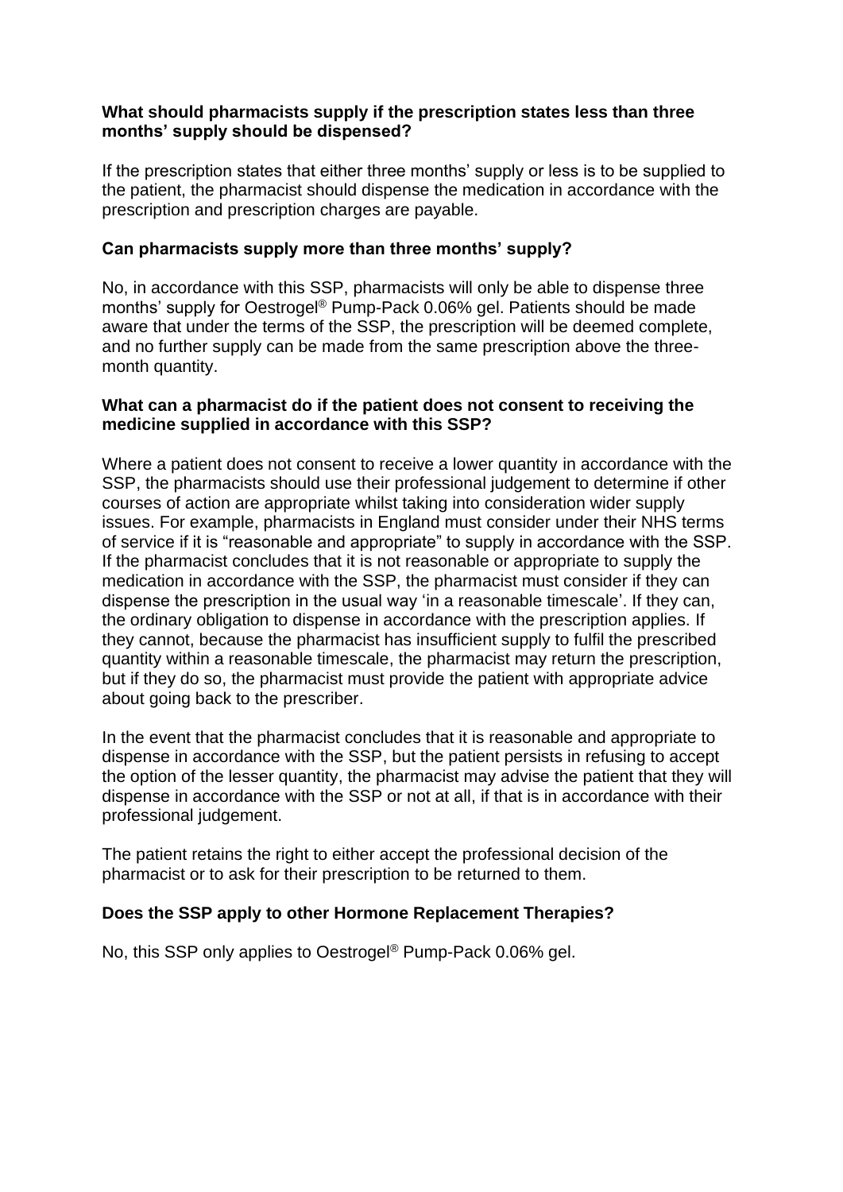**What should pharmacists supply if the prescription states less than three months' supply should be dispensed?**

If the prescription states that either three months' supply or less is to be supplied to the patient, the pharmacist should dispense the medication in accordance with the prescription and prescription charges are payable.

**Can pharmacists supply more than three months' supply?**

No, in accordance with this SSP, pharmacists will only be able to dispense three months' supply for Oestrogel® Pump-Pack 0.06% gel. Patients should be made aware that under the terms of the SSP, the prescription will be deemed complete, and no further supply can be made from the same prescription above the three-month quantity.

**What can a pharmacist do if the patient does not consent to receiving the medicine supplied in accordance with this SSP?**

Where a patient does not consent to receive a lower quantity in accordance with the SSP, the pharmacists should use their professional judgement to determine if other courses of action are appropriate whilst taking into consideration wider supply issues. For example, pharmacists in England must consider under their NHS terms of service if it is "reasonable and appropriate" to supply in accordance with the SSP. If the pharmacist concludes that it is not reasonable or appropriate to supply the medication in accordance with the SSP, the pharmacist must consider if they can dispense the prescription in the usual way 'in a reasonable timescale'. If they can, the ordinary obligation to dispense in accordance with the prescription applies. If they cannot, because the pharmacist has insufficient supply to fulfil the prescribed quantity within a reasonable timescale, the pharmacist may return the prescription, but if they do so, the pharmacist must provide the patient with appropriate advice about going back to the prescriber.

In the event that the pharmacist concludes that it is reasonable and appropriate to dispense in accordance with the SSP, but the patient persists in refusing to accept the option of the lesser quantity, the pharmacist may advise the patient that they will dispense in accordance with the SSP or not at all, if that is in accordance with their professional judgement.

The patient retains the right to either accept the professional decision of the pharmacist or to ask for their prescription to be returned to them.

**Does the SSP apply to other Hormone Replacement Therapies?**

No, this SSP only applies to Oestrogel® Pump-Pack 0.06% gel.